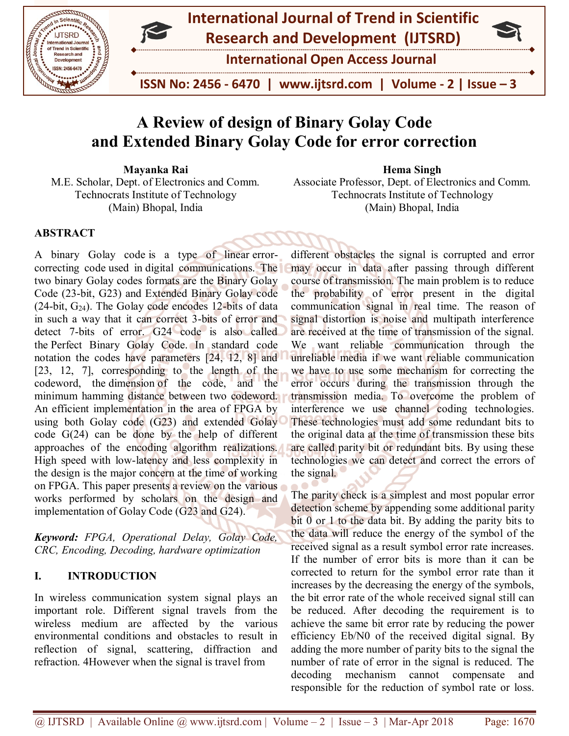# A Review of design of Binary Golay Code and Extended Binary Golay Code for error correction

**Mayanka Rai**
M.E. Scholar, Dept. of Electronics and Comm.
Technocrats Institute of Technology
(Main) Bhopal, India

**Hema Singh**
Associate Professor, Dept. of Electronics and Comm.
Technocrats Institute of Technology
(Main) Bhopal, India

## ABSTRACT

A binary Golay code is a type of linear error-correcting code used in digital communications. The two binary Golay codes formats are the Binary Golay Code (23-bit, G23) and Extended Binary Golay code (24-bit, $G_{24}$). The Golay code encodes 12-bits of data in such a way that it can correct 3-bits of error and detect 7-bits of error. G24 code is also called the Perfect Binary Golay Code. In standard code notation the codes have parameters [24, 12, 8] and [23, 12, 7], corresponding to the length of the codeword, the dimension of the code, and the minimum hamming distance between two codeword. An efficient implementation in the area of FPGA by using both Golay code (G23) and extended Golay code G(24) can be done by the help of different approaches of the encoding algorithm realizations. High speed with low-latency and less complexity in the design is the major concern at the time of working on FPGA. This paper presents a review on the various works performed by scholars on the design and implementation of Golay Code (G23 and G24).

***Keyword:*** *FPGA, Operational Delay, Golay Code, CRC, Encoding, Decoding, hardware optimization*

## I. INTRODUCTION

In wireless communication system signal plays an important role. Different signal travels from the wireless medium are affected by the various environmental conditions and obstacles to result in reflection of signal, scattering, diffraction and refraction. 4However when the signal is travel from different obstacles the signal is corrupted and error may occur in data after passing through different course of transmission. The main problem is to reduce the probability of error present in the digital communication signal in real time. The reason of signal distortion is noise and multipath interference are received at the time of transmission of the signal. We want reliable communication through the unreliable media if we want reliable communication we have to use some mechanism for correcting the error occurs during the transmission through the transmission media. To overcome the problem of interference we use channel coding technologies. These technologies must add some redundant bits to the original data at the time of transmission these bits are called parity bit or redundant bits. By using these technologies we can detect and correct the errors of the signal.

The parity check is a simplest and most popular error detection scheme by appending some additional parity bit 0 or 1 to the data bit. By adding the parity bits to the data will reduce the energy of the symbol of the received signal as a result symbol error rate increases. If the number of error bits is more than it can be corrected to return for the symbol error rate than it increases by the decreasing the energy of the symbols, the bit error rate of the whole received signal still can be reduced. After decoding the requirement is to achieve the same bit error rate by reducing the power efficiency Eb/N0 of the received digital signal. By adding the more number of parity bits to the signal the number of rate of error in the signal is reduced. The decoding mechanism cannot compensate and responsible for the reduction of symbol rate or loss.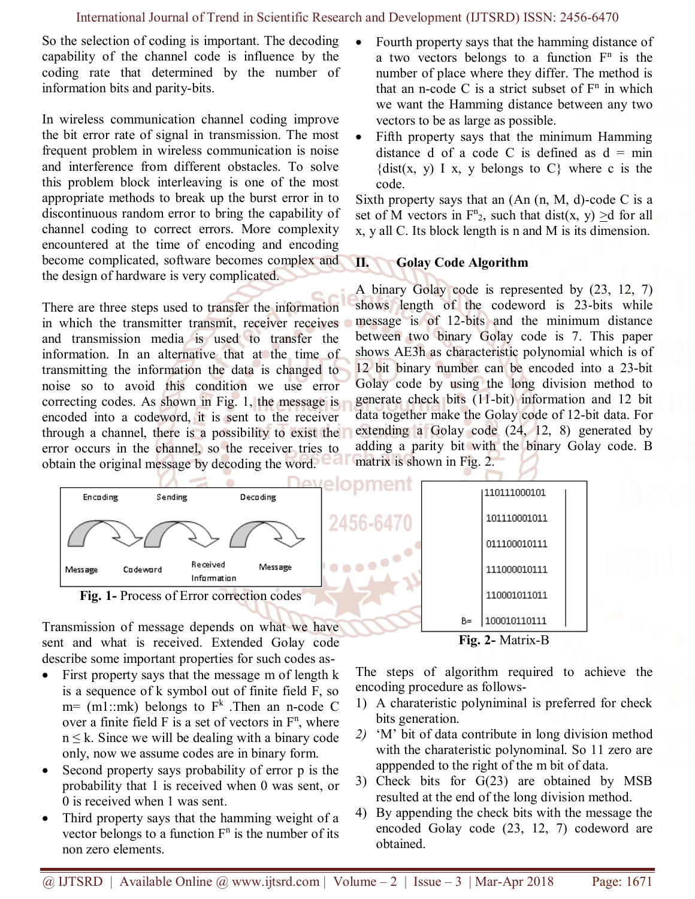So the selection of coding is important. The decoding capability of the channel code is influence by the coding rate that determined by the number of information bits and parity-bits.

In wireless communication channel coding improve the bit error rate of signal in transmission. The most frequent problem in wireless communication is noise and interference from different obstacles. To solve this problem block interleaving is one of the most appropriate methods to break up the burst error in to discontinuous random error to bring the capability of channel coding to correct errors. More complexity encountered at the time of encoding and encoding become complicated, software becomes complex and the design of hardware is very complicated.

There are three steps used to transfer the information in which the transmitter transmit, receiver receives and transmission media is used to transfer the information. In an alternative that at the time of transmitting the information the data is changed to noise so to avoid this condition we use error correcting codes. As shown in Fig. 1, the message is encoded into a codeword, it is sent to the receiver through a channel, there is a possibility to exist the error occurs in the channel, so the receiver tries to obtain the original message by decoding the word.

Encoding | Sending | Decoding

Message → Codeword → Received Information → Message

**Fig. 1-** Process of Error correction codes

Transmission of message depends on what we have sent and what is received. Extended Golay code describe some important properties for such codes as-

- First property says that the message m of length k is a sequence of k symbol out of finite field F, so m= (m1::mk) belongs to $F^k$ .Then an n-code C over a finite field F is a set of vectors in $F^n$, where $n \leq k$. Since we will be dealing with a binary code only, now we assume codes are in binary form.
- Second property says probability of error p is the probability that 1 is received when 0 was sent, or 0 is received when 1 was sent.
- Third property says that the hamming weight of a vector belongs to a function $F^n$ is the number of its non zero elements.
- Fourth property says that the hamming distance of a two vectors belongs to a function $F^n$ is the number of place where they differ. The method is that an n-code C is a strict subset of $F^n$ in which we want the Hamming distance between any two vectors to be as large as possible.
- Fifth property says that the minimum Hamming distance d of a code C is defined as d = min {dist(x, y) I x, y belongs to C} where c is the code.

Sixth property says that an (An (n, M, d)-code C is a set of M vectors in $F^n{}_2$, such that dist(x, y) $\geq$d for all x, y all C. Its block length is n and M is its dimension.

## II. Golay Code Algorithm

A binary Golay code is represented by (23, 12, 7) shows length of the codeword is 23-bits while message is of 12-bits and the minimum distance between two binary Golay code is 7. This paper shows AE3h as characteristic polynomial which is of 12 bit binary number can be encoded into a 23-bit Golay code by using the long division method to generate check bits (11-bit) information and 12 bit data together make the Golay code of 12-bit data. For extending a Golay code (24, 12, 8) generated by adding a parity bit with the binary Golay code. B matrix is shown in Fig. 2.

$$
B = \begin{vmatrix}
110111000101 \\
101110001011 \\
011100010111 \\
111000010111 \\
110001011011 \\
100010110111
\end{vmatrix}
$$

**Fig. 2-** Matrix-B

The steps of algorithm required to achieve the encoding procedure as follows-

1) A charateristic polyniminal is preferred for check bits generation.
2) 'M' bit of data contribute in long division method with the charateristic polynominal. So 11 zero are apppended to the right of the m bit of data.
3) Check bits for G(23) are obtained by MSB resulted at the end of the long division method.
4) By appending the check bits with the message the encoded Golay code (23, 12, 7) codeword are obtained.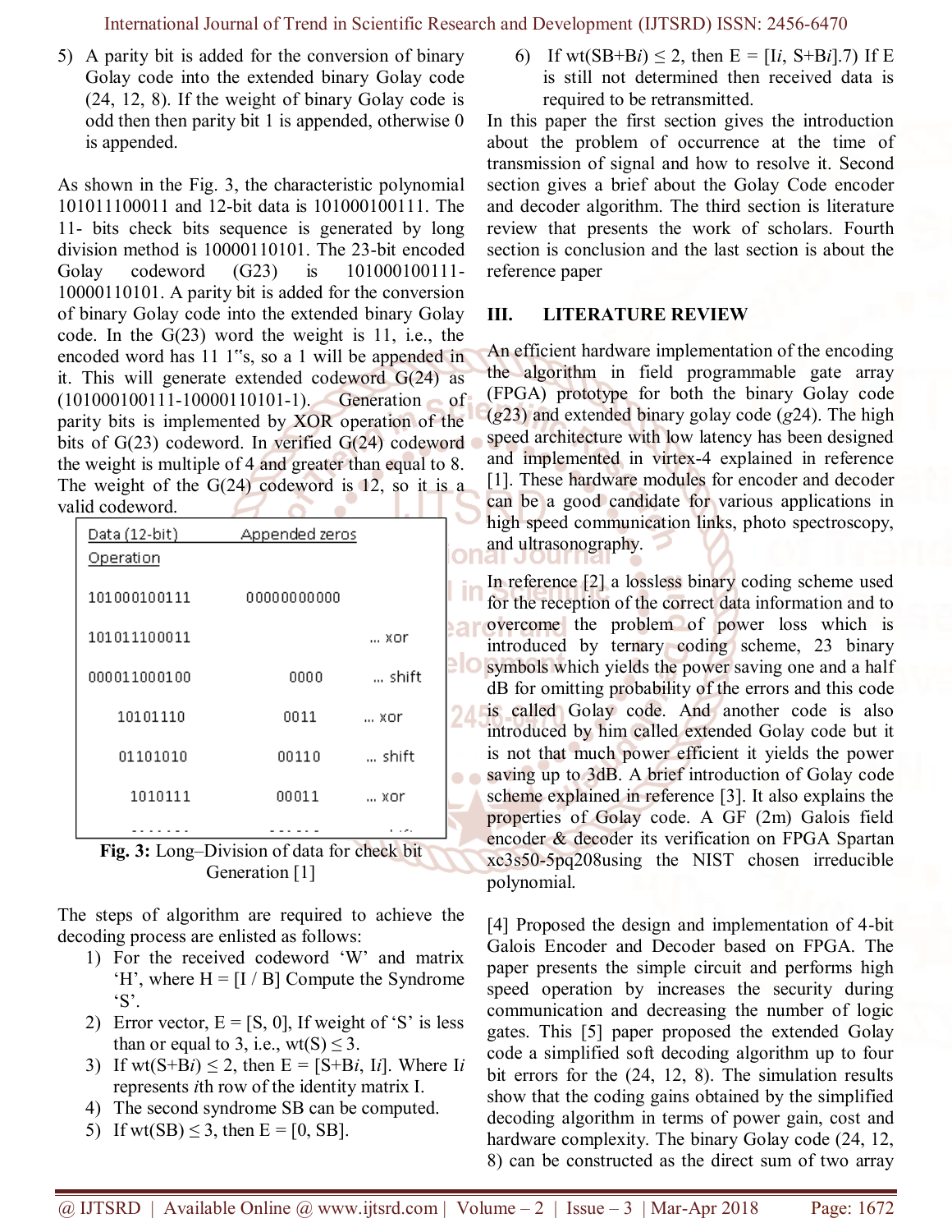5) A parity bit is added for the conversion of binary Golay code into the extended binary Golay code (24, 12, 8). If the weight of binary Golay code is odd then then parity bit 1 is appended, otherwise 0 is appended.

As shown in the Fig. 3, the characteristic polynomial 101011100011 and 12-bit data is 101000100111. The 11- bits check bits sequence is generated by long division method is 10000110101. The 23-bit encoded Golay codeword (G23) is 101000100111-10000110101. A parity bit is added for the conversion of binary Golay code into the extended binary Golay code. In the G(23) word the weight is 11, i.e., the encoded word has 11 1‟s, so a 1 will be appended in it. This will generate extended codeword G(24) as (101000100111-10000110101-1). Generation of parity bits is implemented by XOR operation of the bits of G(23) codeword. In verified G(24) codeword the weight is multiple of 4 and greater than equal to 8. The weight of the G(24) codeword is 12, so it is a valid codeword.

| Data (12-bit) | Appended zeros | Operation |
|---|---|---|
| 101000100111 | 00000000000 | |
| 101011100011 | | ... xor |
| 000011000100 | 0000 | ... shift |
| 10101110 | 0011 | ... xor |
| 01101010 | 00110 | ... shift |
| 1010111 | 00011 | ... xor |
| ....... | ...... | ... |

**Fig. 3:** Long–Division of data for check bit Generation [1]

The steps of algorithm are required to achieve the decoding process are enlisted as follows:

1) For the received codeword 'W' and matrix 'H', where H = [I / B] Compute the Syndrome 'S'.
2) Error vector, E = [S, 0], If weight of 'S' is less than or equal to 3, i.e., wt(S) ≤ 3.
3) If wt(S+B*i*) ≤ 2, then E = [S+B*i*, I*i*]. Where I*i* represents *i*th row of the identity matrix I.
4) The second syndrome SB can be computed.
5) If wt(SB) ≤ 3, then E = [0, SB].
6) If wt(SB+B*i*) ≤ 2, then E = [I*i*, S+B*i*].7) If E is still not determined then received data is required to be retransmitted.

In this paper the first section gives the introduction about the problem of occurrence at the time of transmission of signal and how to resolve it. Second section gives a brief about the Golay Code encoder and decoder algorithm. The third section is literature review that presents the work of scholars. Fourth section is conclusion and the last section is about the reference paper

## III. LITERATURE REVIEW

An efficient hardware implementation of the encoding the algorithm in field programmable gate array (FPGA) prototype for both the binary Golay code (*g*23) and extended binary golay code (*g*24). The high speed architecture with low latency has been designed and implemented in virtex-4 explained in reference [1]. These hardware modules for encoder and decoder can be a good candidate for various applications in high speed communication links, photo spectroscopy, and ultrasonography.

In reference [2] a lossless binary coding scheme used for the reception of the correct data information and to overcome the problem of power loss which is introduced by ternary coding scheme, 23 binary symbols which yields the power saving one and a half dB for omitting probability of the errors and this code is called Golay code. And another code is also introduced by him called extended Golay code but it is not that much power efficient it yields the power saving up to 3dB. A brief introduction of Golay code scheme explained in reference [3]. It also explains the properties of Golay code. A GF (2m) Galois field encoder & decoder its verification on FPGA Spartan xc3s50-5pq208using the NIST chosen irreducible polynomial.

[4] Proposed the design and implementation of 4-bit Galois Encoder and Decoder based on FPGA. The paper presents the simple circuit and performs high speed operation by increases the security during communication and decreasing the number of logic gates. This [5] paper proposed the extended Golay code a simplified soft decoding algorithm up to four bit errors for the (24, 12, 8). The simulation results show that the coding gains obtained by the simplified decoding algorithm in terms of power gain, cost and hardware complexity. The binary Golay code (24, 12, 8) can be constructed as the direct sum of two array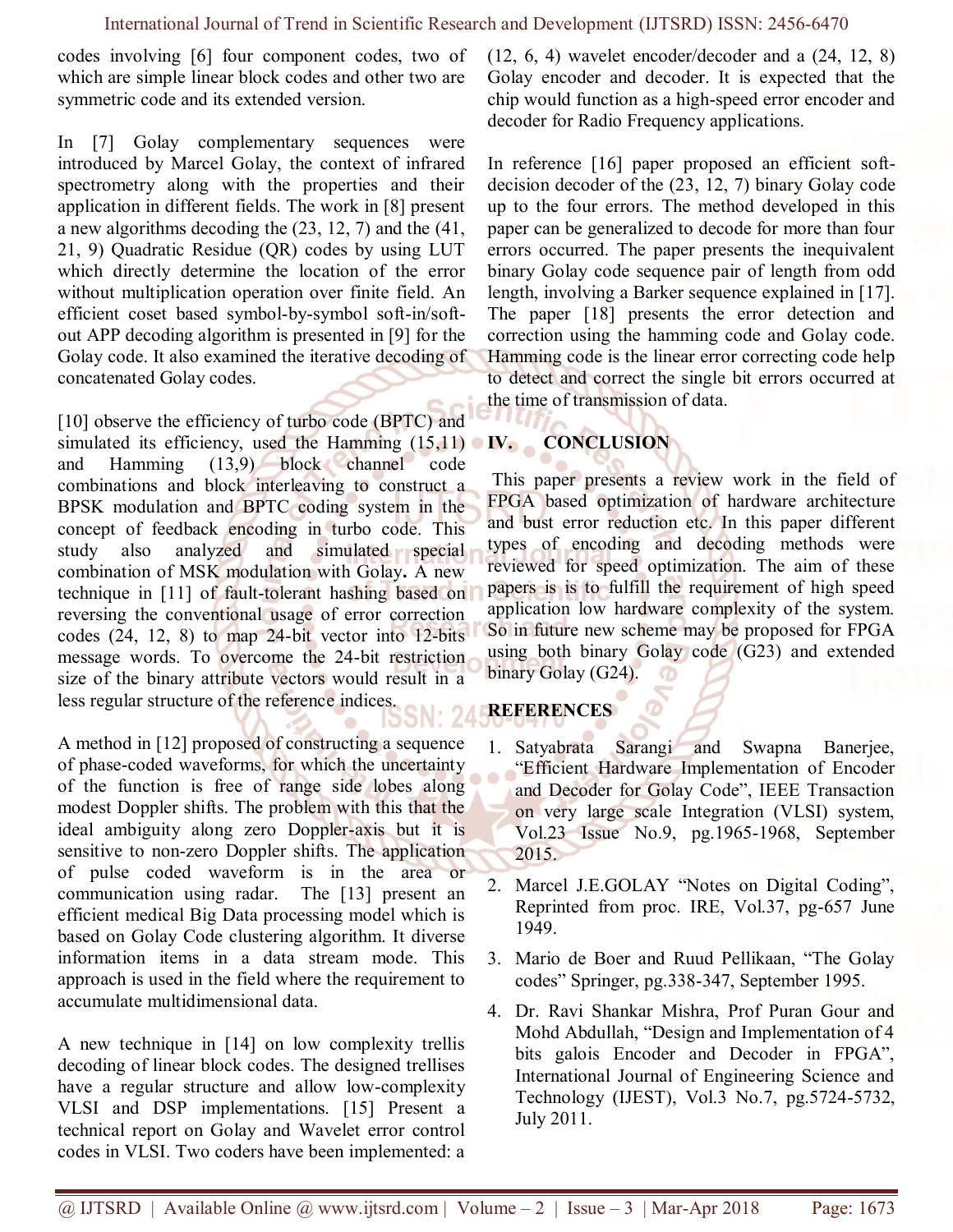codes involving [6] four component codes, two of which are simple linear block codes and other two are symmetric code and its extended version.

In [7] Golay complementary sequences were introduced by Marcel Golay, the context of infrared spectrometry along with the properties and their application in different fields. The work in [8] present a new algorithms decoding the (23, 12, 7) and the (41, 21, 9) Quadratic Residue (QR) codes by using LUT which directly determine the location of the error without multiplication operation over finite field. An efficient coset based symbol-by-symbol soft-in/soft-out APP decoding algorithm is presented in [9] for the Golay code. It also examined the iterative decoding of concatenated Golay codes.

[10] observe the efficiency of turbo code (BPTC) and simulated its efficiency, used the Hamming (15,11) and Hamming (13,9) block channel code combinations and block interleaving to construct a BPSK modulation and BPTC coding system in the concept of feedback encoding in turbo code. This study also analyzed and simulated special combination of MSK modulation with Golay**.** A new technique in [11] of fault-tolerant hashing based on reversing the conventional usage of error correction codes (24, 12, 8) to map 24-bit vector into 12-bits message words. To overcome the 24-bit restriction size of the binary attribute vectors would result in a less regular structure of the reference indices.

A method in [12] proposed of constructing a sequence of phase-coded waveforms, for which the uncertainty of the function is free of range side lobes along modest Doppler shifts. The problem with this that the ideal ambiguity along zero Doppler-axis but it is sensitive to non-zero Doppler shifts. The application of pulse coded waveform is in the area or communication using radar. The [13] present an efficient medical Big Data processing model which is based on Golay Code clustering algorithm. It diverse information items in a data stream mode. This approach is used in the field where the requirement to accumulate multidimensional data.

A new technique in [14] on low complexity trellis decoding of linear block codes. The designed trellises have a regular structure and allow low-complexity VLSI and DSP implementations. [15] Present a technical report on Golay and Wavelet error control codes in VLSI. Two coders have been implemented: a (12, 6, 4) wavelet encoder/decoder and a (24, 12, 8) Golay encoder and decoder. It is expected that the chip would function as a high-speed error encoder and decoder for Radio Frequency applications.

In reference [16] paper proposed an efficient soft-decision decoder of the (23, 12, 7) binary Golay code up to the four errors. The method developed in this paper can be generalized to decode for more than four errors occurred. The paper presents the inequivalent binary Golay code sequence pair of length from odd length, involving a Barker sequence explained in [17]. The paper [18] presents the error detection and correction using the hamming code and Golay code. Hamming code is the linear error correcting code help to detect and correct the single bit errors occurred at the time of transmission of data.

## IV. CONCLUSION

This paper presents a review work in the field of FPGA based optimization of hardware architecture and bust error reduction etc. In this paper different types of encoding and decoding methods were reviewed for speed optimization. The aim of these papers is is to fulfill the requirement of high speed application low hardware complexity of the system. So in future new scheme may be proposed for FPGA using both binary Golay code (G23) and extended binary Golay (G24).

## REFERENCES

1. Satyabrata Sarangi and Swapna Banerjee, "Efficient Hardware Implementation of Encoder and Decoder for Golay Code", IEEE Transaction on very large scale Integration (VLSI) system, Vol.23 Issue No.9, pg.1965-1968, September 2015.

2. Marcel J.E.GOLAY "Notes on Digital Coding", Reprinted from proc. IRE, Vol.37, pg-657 June 1949.

3. Mario de Boer and Ruud Pellikaan, "The Golay codes" Springer, pg.338-347, September 1995.

4. Dr. Ravi Shankar Mishra, Prof Puran Gour and Mohd Abdullah, "Design and Implementation of 4 bits galois Encoder and Decoder in FPGA", International Journal of Engineering Science and Technology (IJEST), Vol.3 No.7, pg.5724-5732, July 2011.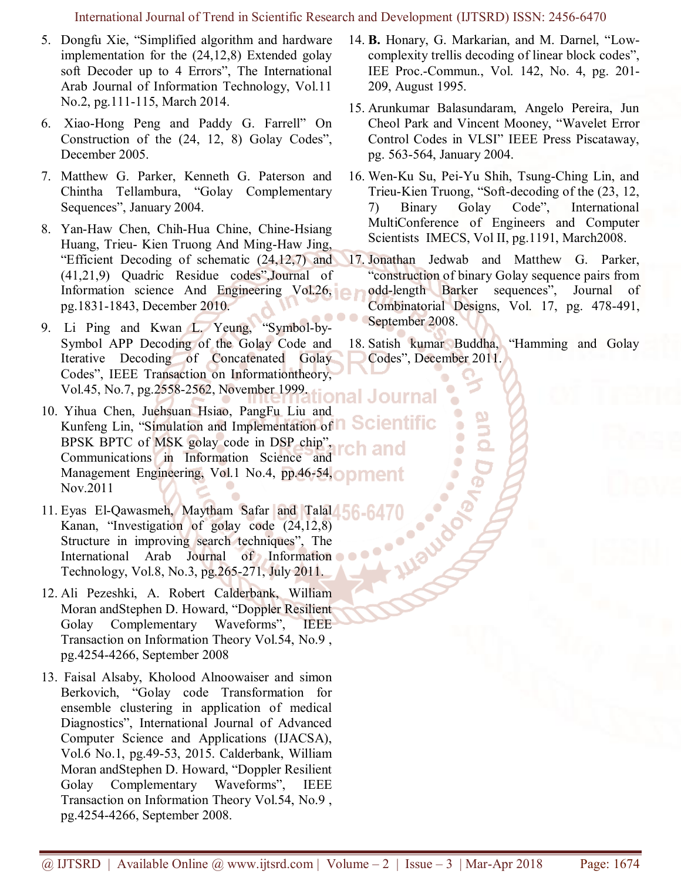5. Dongfu Xie, "Simplified algorithm and hardware implementation for the (24,12,8) Extended golay soft Decoder up to 4 Errors", The International Arab Journal of Information Technology, Vol.11 No.2, pg.111-115, March 2014.
6. Xiao-Hong Peng and Paddy G. Farrell" On Construction of the (24, 12, 8) Golay Codes", December 2005.
7. Matthew G. Parker, Kenneth G. Paterson and Chintha Tellambura, "Golay Complementary Sequences", January 2004.
8. Yan-Haw Chen, Chih-Hua Chine, Chine-Hsiang Huang, Trieu- Kien Truong And Ming-Haw Jing, "Efficient Decoding of schematic (24,12,7) and (41,21,9) Quadric Residue codes",Journal of Information science And Engineering Vol.26, pg.1831-1843, December 2010.
9. Li Ping and Kwan L. Yeung, "Symbol-by-Symbol APP Decoding of the Golay Code and Iterative Decoding of Concatenated Golay Codes", IEEE Transaction on Informationtheory, Vol.45, No.7, pg.2558-2562, November 1999.
10. Yihua Chen, Juehsuan Hsiao, PangFu Liu and Kunfeng Lin, "Simulation and Implementation of BPSK BPTC of MSK golay code in DSP chip", Communications in Information Science and Management Engineering, Vol.1 No.4, pp.46-54, Nov.2011
11. Eyas El-Qawasmeh, Maytham Safar and Talal Kanan, "Investigation of golay code (24,12,8) Structure in improving search techniques", The International Arab Journal of Information Technology, Vol.8, No.3, pg.265-271, July 2011.
12. Ali Pezeshki, A. Robert Calderbank, William Moran andStephen D. Howard, "Doppler Resilient Golay Complementary Waveforms", IEEE Transaction on Information Theory Vol.54, No.9 , pg.4254-4266, September 2008
13. Faisal Alsaby, Kholood Alnoowaiser and simon Berkovich, "Golay code Transformation for ensemble clustering in application of medical Diagnostics", International Journal of Advanced Computer Science and Applications (IJACSA), Vol.6 No.1, pg.49-53, 2015. Calderbank, William Moran andStephen D. Howard, "Doppler Resilient Golay Complementary Waveforms", IEEE Transaction on Information Theory Vol.54, No.9 , pg.4254-4266, September 2008.
14. **B.** Honary, G. Markarian, and M. Darnel, "Low-complexity trellis decoding of linear block codes", IEE Proc.-Commun., Vol. 142, No. 4, pg. 201-209, August 1995.
15. Arunkumar Balasundaram, Angelo Pereira, Jun Cheol Park and Vincent Mooney, "Wavelet Error Control Codes in VLSI" IEEE Press Piscataway, pg. 563-564, January 2004.
16. Wen-Ku Su, Pei-Yu Shih, Tsung-Ching Lin, and Trieu-Kien Truong, "Soft-decoding of the (23, 12, 7) Binary Golay Code", International MultiConference of Engineers and Computer Scientists IMECS, Vol II, pg.1191, March2008.
17. Jonathan Jedwab and Matthew G. Parker, "construction of binary Golay sequence pairs from odd-length Barker sequences", Journal of Combinatorial Designs, Vol. 17, pg. 478-491, September 2008.
18. Satish kumar Buddha, "Hamming and Golay Codes", December 2011.